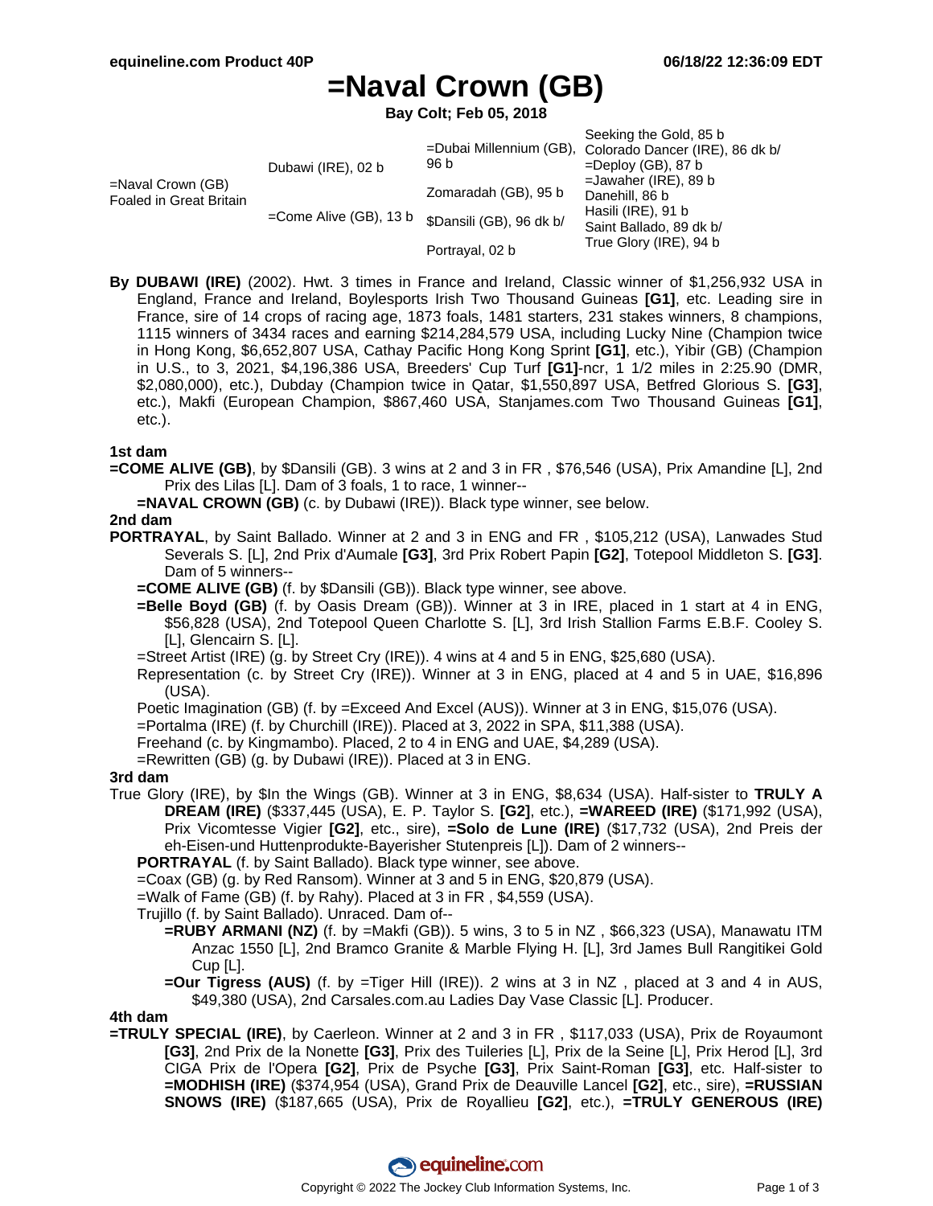# =Naval Crown (GB)

**Bay Colt; Feb 05, 2018**

| | | | |
|---|---|---|---|
| =Naval Crown (GB) Foaled in Great Britain | Dubawi (IRE), 02 b | =Dubai Millennium (GB), 96 b | Seeking the Gold, 85 b |
| | | | Colorado Dancer (IRE), 86 dk b/ |
| | | Zomaradah (GB), 95 b | =Deploy (GB), 87 b |
| | | | =Jawaher (IRE), 89 b |
| | =Come Alive (GB), 13 b | $Dansili (GB), 96 dk b/ | Danehill, 86 b |
| | | | Hasili (IRE), 91 b |
| | | Portrayal, 02 b | Saint Ballado, 89 dk b/ |
| | | | True Glory (IRE), 94 b |

**By DUBAWI (IRE)** (2002). Hwt. 3 times in France and Ireland, Classic winner of $1,256,932 USA in England, France and Ireland, Boylesports Irish Two Thousand Guineas **[G1]**, etc. Leading sire in France, sire of 14 crops of racing age, 1873 foals, 1481 starters, 231 stakes winners, 8 champions, 1115 winners of 3434 races and earning $214,284,579 USA, including Lucky Nine (Champion twice in Hong Kong, $6,652,807 USA, Cathay Pacific Hong Kong Sprint **[G1]**, etc.), Yibir (GB) (Champion in U.S., to 3, 2021, $4,196,386 USA, Breeders' Cup Turf **[G1]**-ncr, 1 1/2 miles in 2:25.90 (DMR, $2,080,000), etc.), Dubday (Champion twice in Qatar, $1,550,897 USA, Betfred Glorious S. **[G3]**, etc.), Makfi (European Champion, $867,460 USA, Stanjames.com Two Thousand Guineas **[G1]**, etc.).

### 1st dam

**=COME ALIVE (GB)**, by $Dansili (GB). 3 wins at 2 and 3 in FR , $76,546 (USA), Prix Amandine [L], 2nd Prix des Lilas [L]. Dam of 3 foals, 1 to race, 1 winner--

**=NAVAL CROWN (GB)** (c. by Dubawi (IRE)). Black type winner, see below.

### 2nd dam

**PORTRAYAL**, by Saint Ballado. Winner at 2 and 3 in ENG and FR , $105,212 (USA), Lanwades Stud Severals S. [L], 2nd Prix d'Aumale **[G3]**, 3rd Prix Robert Papin **[G2]**, Totepool Middleton S. **[G3]**. Dam of 5 winners--

**=COME ALIVE (GB)** (f. by $Dansili (GB)). Black type winner, see above.

**=Belle Boyd (GB)** (f. by Oasis Dream (GB)). Winner at 3 in IRE, placed in 1 start at 4 in ENG, $56,828 (USA), 2nd Totepool Queen Charlotte S. [L], 3rd Irish Stallion Farms E.B.F. Cooley S. [L], Glencairn S. [L].

=Street Artist (IRE) (g. by Street Cry (IRE)). 4 wins at 4 and 5 in ENG, $25,680 (USA).

Representation (c. by Street Cry (IRE)). Winner at 3 in ENG, placed at 4 and 5 in UAE, $16,896 (USA).

Poetic Imagination (GB) (f. by =Exceed And Excel (AUS)). Winner at 3 in ENG, $15,076 (USA).

=Portalma (IRE) (f. by Churchill (IRE)). Placed at 3, 2022 in SPA, $11,388 (USA).

Freehand (c. by Kingmambo). Placed, 2 to 4 in ENG and UAE, $4,289 (USA).

=Rewritten (GB) (g. by Dubawi (IRE)). Placed at 3 in ENG.

### 3rd dam

True Glory (IRE), by $In the Wings (GB). Winner at 3 in ENG, $8,634 (USA). Half-sister to **TRULY A DREAM (IRE)** ($337,445 (USA), E. P. Taylor S. **[G2]**, etc.), **=WAREED (IRE)** ($171,992 (USA), Prix Vicomtesse Vigier **[G2]**, etc., sire), **=Solo de Lune (IRE)** ($17,732 (USA), 2nd Preis der eh-Eisen-und Huttenprodukte-Bayerisher Stutenpreis [L]). Dam of 2 winners--

**PORTRAYAL** (f. by Saint Ballado). Black type winner, see above.

=Coax (GB) (g. by Red Ransom). Winner at 3 and 5 in ENG, $20,879 (USA).

=Walk of Fame (GB) (f. by Rahy). Placed at 3 in FR , $4,559 (USA).

Trujillo (f. by Saint Ballado). Unraced. Dam of--

**=RUBY ARMANI (NZ)** (f. by =Makfi (GB)). 5 wins, 3 to 5 in NZ , $66,323 (USA), Manawatu ITM Anzac 1550 [L], 2nd Bramco Granite & Marble Flying H. [L], 3rd James Bull Rangitikei Gold Cup [L].

**=Our Tigress (AUS)** (f. by =Tiger Hill (IRE)). 2 wins at 3 in NZ , placed at 3 and 4 in AUS, $49,380 (USA), 2nd Carsales.com.au Ladies Day Vase Classic [L]. Producer.

### 4th dam

**=TRULY SPECIAL (IRE)**, by Caerleon. Winner at 2 and 3 in FR , $117,033 (USA), Prix de Royaumont **[G3]**, 2nd Prix de la Nonette **[G3]**, Prix des Tuileries [L], Prix de la Seine [L], Prix Herod [L], 3rd CIGA Prix de l'Opera **[G2]**, Prix de Psyche **[G3]**, Prix Saint-Roman **[G3]**, etc. Half-sister to **=MODHISH (IRE)** ($374,954 (USA), Grand Prix de Deauville Lancel **[G2]**, etc., sire), **=RUSSIAN SNOWS (IRE)** ($187,665 (USA), Prix de Royallieu **[G2]**, etc.), **=TRULY GENEROUS (IRE)**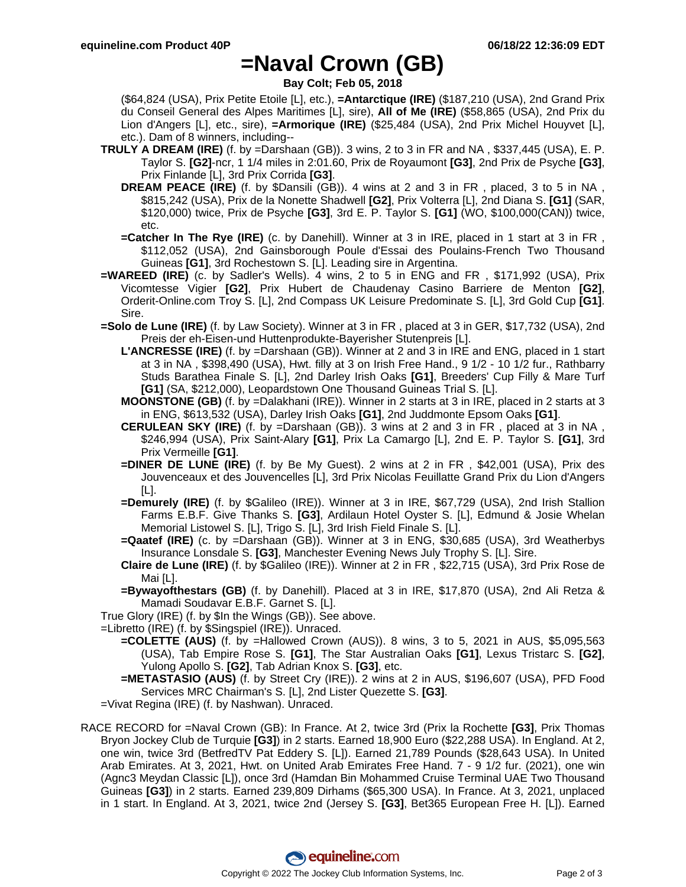# =Naval Crown (GB)

**Bay Colt; Feb 05, 2018**

($64,824 (USA), Prix Petite Etoile [L], etc.), **=Antarctique (IRE)** ($187,210 (USA), 2nd Grand Prix du Conseil General des Alpes Maritimes [L], sire), **All of Me (IRE)** ($58,865 (USA), 2nd Prix du Lion d'Angers [L], etc., sire), **=Armorique (IRE)** ($25,484 (USA), 2nd Prix Michel Houyvet [L], etc.). Dam of 8 winners, including--

**TRULY A DREAM (IRE)** (f. by =Darshaan (GB)). 3 wins, 2 to 3 in FR and NA , $337,445 (USA), E. P. Taylor S. **[G2]**-ncr, 1 1/4 miles in 2:01.60, Prix de Royaumont **[G3]**, 2nd Prix de Psyche **[G3]**, Prix Finlande [L], 3rd Prix Corrida **[G3]**.

**DREAM PEACE (IRE)** (f. by $Dansili (GB)). 4 wins at 2 and 3 in FR , placed, 3 to 5 in NA , $815,242 (USA), Prix de la Nonette Shadwell **[G2]**, Prix Volterra [L], 2nd Diana S. **[G1]** (SAR, $120,000) twice, Prix de Psyche **[G3]**, 3rd E. P. Taylor S. **[G1]** (WO, $100,000(CAN)) twice, etc.

**=Catcher In The Rye (IRE)** (c. by Danehill). Winner at 3 in IRE, placed in 1 start at 3 in FR , $112,052 (USA), 2nd Gainsborough Poule d'Essai des Poulains-French Two Thousand Guineas **[G1]**, 3rd Rochestown S. [L]. Leading sire in Argentina.

**=WAREED (IRE)** (c. by Sadler's Wells). 4 wins, 2 to 5 in ENG and FR , $171,992 (USA), Prix Vicomtesse Vigier **[G2]**, Prix Hubert de Chaudenay Casino Barriere de Menton **[G2]**, Orderit-Online.com Troy S. [L], 2nd Compass UK Leisure Predominate S. [L], 3rd Gold Cup **[G1]**. Sire.

**=Solo de Lune (IRE)** (f. by Law Society). Winner at 3 in FR , placed at 3 in GER, $17,732 (USA), 2nd Preis der eh-Eisen-und Huttenprodukte-Bayerisher Stutenpreis [L].

**L'ANCRESSE (IRE)** (f. by =Darshaan (GB)). Winner at 2 and 3 in IRE and ENG, placed in 1 start at 3 in NA , $398,490 (USA), Hwt. filly at 3 on Irish Free Hand., 9 1/2 - 10 1/2 fur., Rathbarry Studs Barathea Finale S. [L], 2nd Darley Irish Oaks **[G1]**, Breeders' Cup Filly & Mare Turf **[G1]** (SA, $212,000), Leopardstown One Thousand Guineas Trial S. [L].

**MOONSTONE (GB)** (f. by =Dalakhani (IRE)). Winner in 2 starts at 3 in IRE, placed in 2 starts at 3 in ENG, $613,532 (USA), Darley Irish Oaks **[G1]**, 2nd Juddmonte Epsom Oaks **[G1]**.

**CERULEAN SKY (IRE)** (f. by =Darshaan (GB)). 3 wins at 2 and 3 in FR , placed at 3 in NA , $246,994 (USA), Prix Saint-Alary **[G1]**, Prix La Camargo [L], 2nd E. P. Taylor S. **[G1]**, 3rd Prix Vermeille **[G1]**.

**=DINER DE LUNE (IRE)** (f. by Be My Guest). 2 wins at 2 in FR , $42,001 (USA), Prix des Jouvenceaux et des Jouvencelles [L], 3rd Prix Nicolas Feuillatte Grand Prix du Lion d'Angers [L].

**=Demurely (IRE)** (f. by $Galileo (IRE)). Winner at 3 in IRE, $67,729 (USA), 2nd Irish Stallion Farms E.B.F. Give Thanks S. **[G3]**, Ardilaun Hotel Oyster S. [L], Edmund & Josie Whelan Memorial Listowel S. [L], Trigo S. [L], 3rd Irish Field Finale S. [L].

**=Qaatef (IRE)** (c. by =Darshaan (GB)). Winner at 3 in ENG, $30,685 (USA), 3rd Weatherbys Insurance Lonsdale S. **[G3]**, Manchester Evening News July Trophy S. [L]. Sire.

**Claire de Lune (IRE)** (f. by $Galileo (IRE)). Winner at 2 in FR , $22,715 (USA), 3rd Prix Rose de Mai [L].

**=Bywayofthestars (GB)** (f. by Danehill). Placed at 3 in IRE, $17,870 (USA), 2nd Ali Retza & Mamadi Soudavar E.B.F. Garnet S. [L].

True Glory (IRE) (f. by $In the Wings (GB)). See above.

=Libretto (IRE) (f. by $Singspiel (IRE)). Unraced.

**=COLETTE (AUS)** (f. by =Hallowed Crown (AUS)). 8 wins, 3 to 5, 2021 in AUS, $5,095,563 (USA), Tab Empire Rose S. **[G1]**, The Star Australian Oaks **[G1]**, Lexus Tristarc S. **[G2]**, Yulong Apollo S. **[G2]**, Tab Adrian Knox S. **[G3]**, etc.

**=METASTASIO (AUS)** (f. by Street Cry (IRE)). 2 wins at 2 in AUS, $196,607 (USA), PFD Food Services MRC Chairman's S. [L], 2nd Lister Quezette S. **[G3]**.

=Vivat Regina (IRE) (f. by Nashwan). Unraced.

RACE RECORD for =Naval Crown (GB): In France. At 2, twice 3rd (Prix la Rochette **[G3]**, Prix Thomas Bryon Jockey Club de Turquie **[G3]**) in 2 starts. Earned 18,900 Euro ($22,288 USA). In England. At 2, one win, twice 3rd (BetfredTV Pat Eddery S. [L]). Earned 21,789 Pounds ($28,643 USA). In United Arab Emirates. At 3, 2021, Hwt. on United Arab Emirates Free Hand. 7 - 9 1/2 fur. (2021), one win (Agnc3 Meydan Classic [L]), once 3rd (Hamdan Bin Mohammed Cruise Terminal UAE Two Thousand Guineas **[G3]**) in 2 starts. Earned 239,809 Dirhams ($65,300 USA). In France. At 3, 2021, unplaced in 1 start. In England. At 3, 2021, twice 2nd (Jersey S. **[G3]**, Bet365 European Free H. [L]). Earned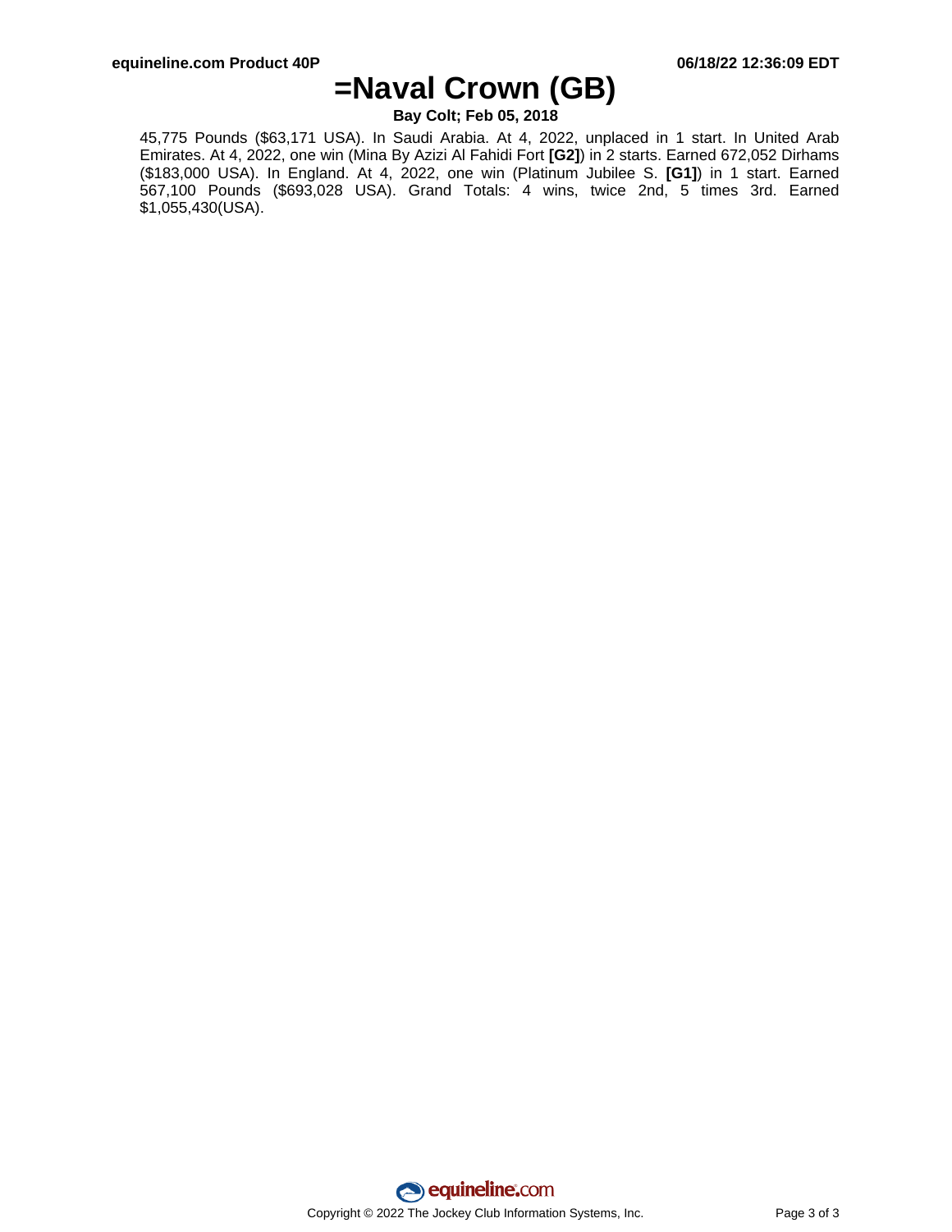# =Naval Crown (GB)

**Bay Colt; Feb 05, 2018**

45,775 Pounds ($63,171 USA). In Saudi Arabia. At 4, 2022, unplaced in 1 start. In United Arab Emirates. At 4, 2022, one win (Mina By Azizi Al Fahidi Fort **[G2]**) in 2 starts. Earned 672,052 Dirhams ($183,000 USA). In England. At 4, 2022, one win (Platinum Jubilee S. **[G1]**) in 1 start. Earned 567,100 Pounds ($693,028 USA). Grand Totals: 4 wins, twice 2nd, 5 times 3rd. Earned $1,055,430(USA).